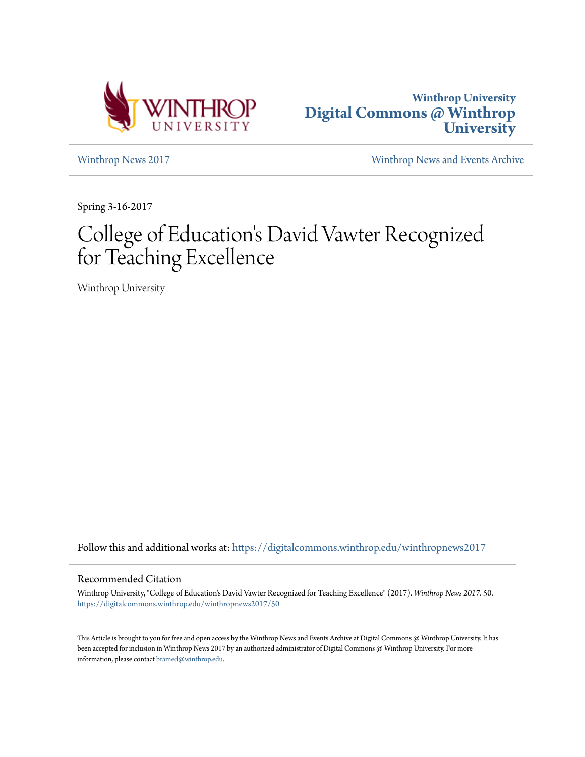Winthrop University
Digital Commons @ Winthrop University

Winthrop News 2017 | Winthrop News and Events Archive

Spring 3-16-2017

# College of Education's David Vawter Recognized for Teaching Excellence

Winthrop University

Follow this and additional works at: https://digitalcommons.winthrop.edu/winthropnews2017

## Recommended Citation

Winthrop University, "College of Education's David Vawter Recognized for Teaching Excellence" (2017). *Winthrop News 2017*. 50.
https://digitalcommons.winthrop.edu/winthropnews2017/50

This Article is brought to you for free and open access by the Winthrop News and Events Archive at Digital Commons @ Winthrop University. It has been accepted for inclusion in Winthrop News 2017 by an authorized administrator of Digital Commons @ Winthrop University. For more information, please contact bramed@winthrop.edu.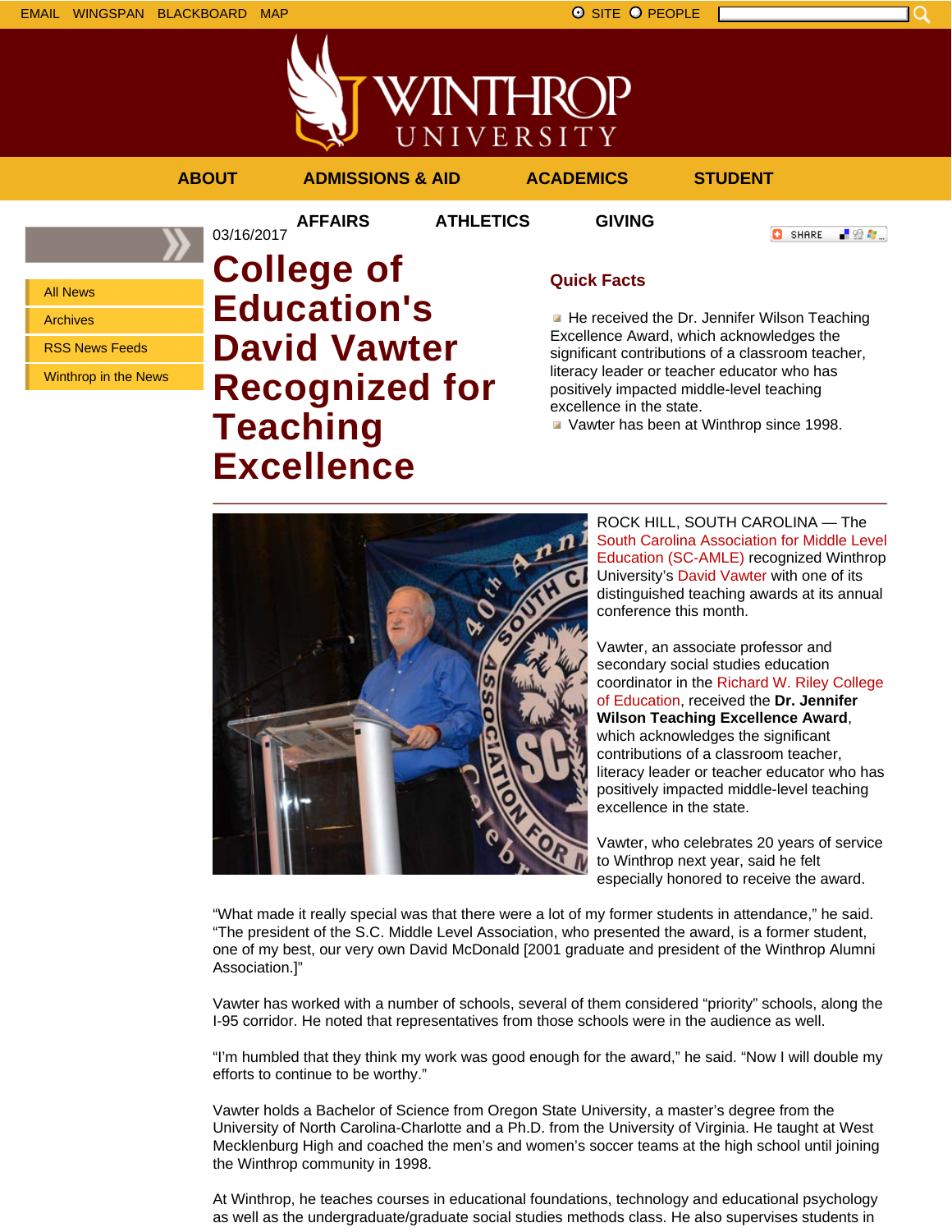EMAIL WINGSPAN BLACKBOARD MAP

SITE PEOPLE

ABOUT ADMISSIONS & AID ACADEMICS STUDENT AFFAIRS ATHLETICS GIVING

- All News
- Archives
- RSS News Feeds
- Winthrop in the News

03/16/2017

# College of Education's David Vawter Recognized for Teaching Excellence

## Quick Facts

- He received the Dr. Jennifer Wilson Teaching Excellence Award, which acknowledges the significant contributions of a classroom teacher, literacy leader or teacher educator who has positively impacted middle-level teaching excellence in the state.
- Vawter has been at Winthrop since 1998.

ROCK HILL, SOUTH CAROLINA — The South Carolina Association for Middle Level Education (SC-AMLE) recognized Winthrop University's David Vawter with one of its distinguished teaching awards at its annual conference this month.

Vawter, an associate professor and secondary social studies education coordinator in the Richard W. Riley College of Education, received the **Dr. Jennifer Wilson Teaching Excellence Award**, which acknowledges the significant contributions of a classroom teacher, literacy leader or teacher educator who has positively impacted middle-level teaching excellence in the state.

Vawter, who celebrates 20 years of service to Winthrop next year, said he felt especially honored to receive the award.

"What made it really special was that there were a lot of my former students in attendance," he said. "The president of the S.C. Middle Level Association, who presented the award, is a former student, one of my best, our very own David McDonald [2001 graduate and president of the Winthrop Alumni Association.]"

Vawter has worked with a number of schools, several of them considered "priority" schools, along the I-95 corridor. He noted that representatives from those schools were in the audience as well.

"I'm humbled that they think my work was good enough for the award," he said. "Now I will double my efforts to continue to be worthy."

Vawter holds a Bachelor of Science from Oregon State University, a master's degree from the University of North Carolina-Charlotte and a Ph.D. from the University of Virginia. He taught at West Mecklenburg High and coached the men's and women's soccer teams at the high school until joining the Winthrop community in 1998.

At Winthrop, he teaches courses in educational foundations, technology and educational psychology as well as the undergraduate/graduate social studies methods class. He also supervises students in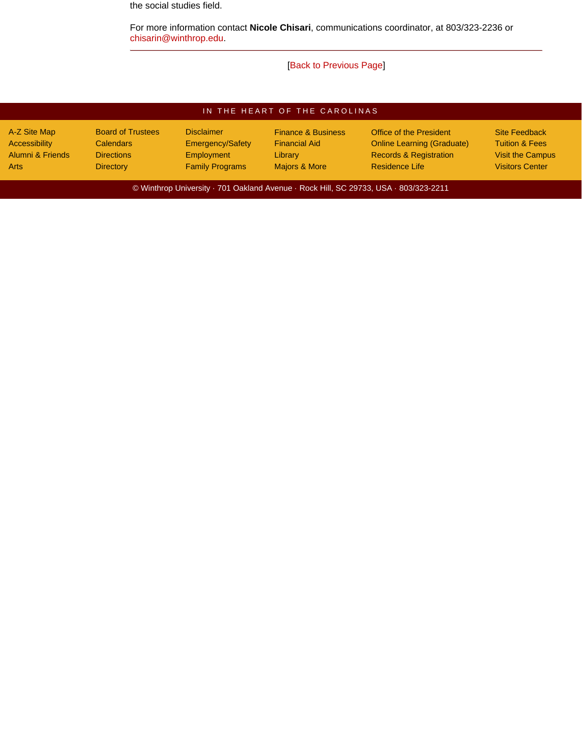the social studies field.

For more information contact **Nicole Chisari**, communications coordinator, at 803/323-2236 or chisarin@winthrop.edu.

---

[Back to Previous Page]

IN THE HEART OF THE CAROLINAS

A-Z Site Map
Accessibility
Alumni & Friends
Arts
Board of Trustees
Calendars
Directions
Directory
Disclaimer
Emergency/Safety
Employment
Family Programs
Finance & Business
Financial Aid
Library
Majors & More
Office of the President
Online Learning (Graduate)
Records & Registration
Residence Life
Site Feedback
Tuition & Fees
Visit the Campus
Visitors Center

© Winthrop University · 701 Oakland Avenue · Rock Hill, SC 29733, USA · 803/323-2211